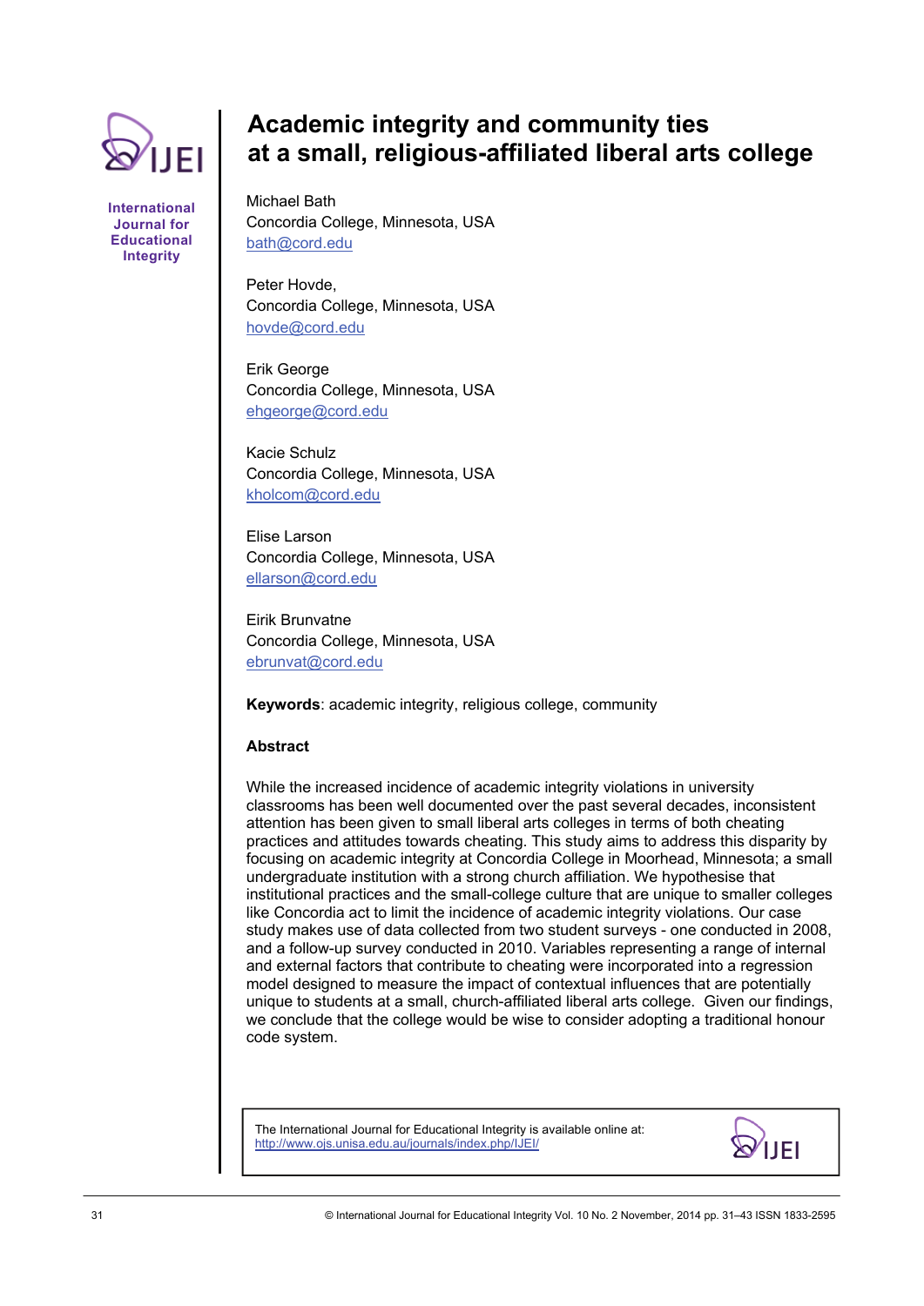# Academic integrity and community ties at a small, religious-affiliated liberal arts college

Michael Bath
Concordia College, Minnesota, USA
bath@cord.edu

Peter Hovde,
Concordia College, Minnesota, USA
hovde@cord.edu

Erik George
Concordia College, Minnesota, USA
ehgeorge@cord.edu

Kacie Schulz
Concordia College, Minnesota, USA
kholcom@cord.edu

Elise Larson
Concordia College, Minnesota, USA
ellarson@cord.edu

Eirik Brunvatne
Concordia College, Minnesota, USA
ebrunvat@cord.edu

**Keywords**: academic integrity, religious college, community

## Abstract

While the increased incidence of academic integrity violations in university classrooms has been well documented over the past several decades, inconsistent attention has been given to small liberal arts colleges in terms of both cheating practices and attitudes towards cheating. This study aims to address this disparity by focusing on academic integrity at Concordia College in Moorhead, Minnesota; a small undergraduate institution with a strong church affiliation. We hypothesise that institutional practices and the small-college culture that are unique to smaller colleges like Concordia act to limit the incidence of academic integrity violations. Our case study makes use of data collected from two student surveys - one conducted in 2008, and a follow-up survey conducted in 2010. Variables representing a range of internal and external factors that contribute to cheating were incorporated into a regression model designed to measure the impact of contextual influences that are potentially unique to students at a small, church-affiliated liberal arts college. Given our findings, we conclude that the college would be wise to consider adopting a traditional honour code system.

The International Journal for Educational Integrity is available online at:
http://www.ojs.unisa.edu.au/journals/index.php/IJEI/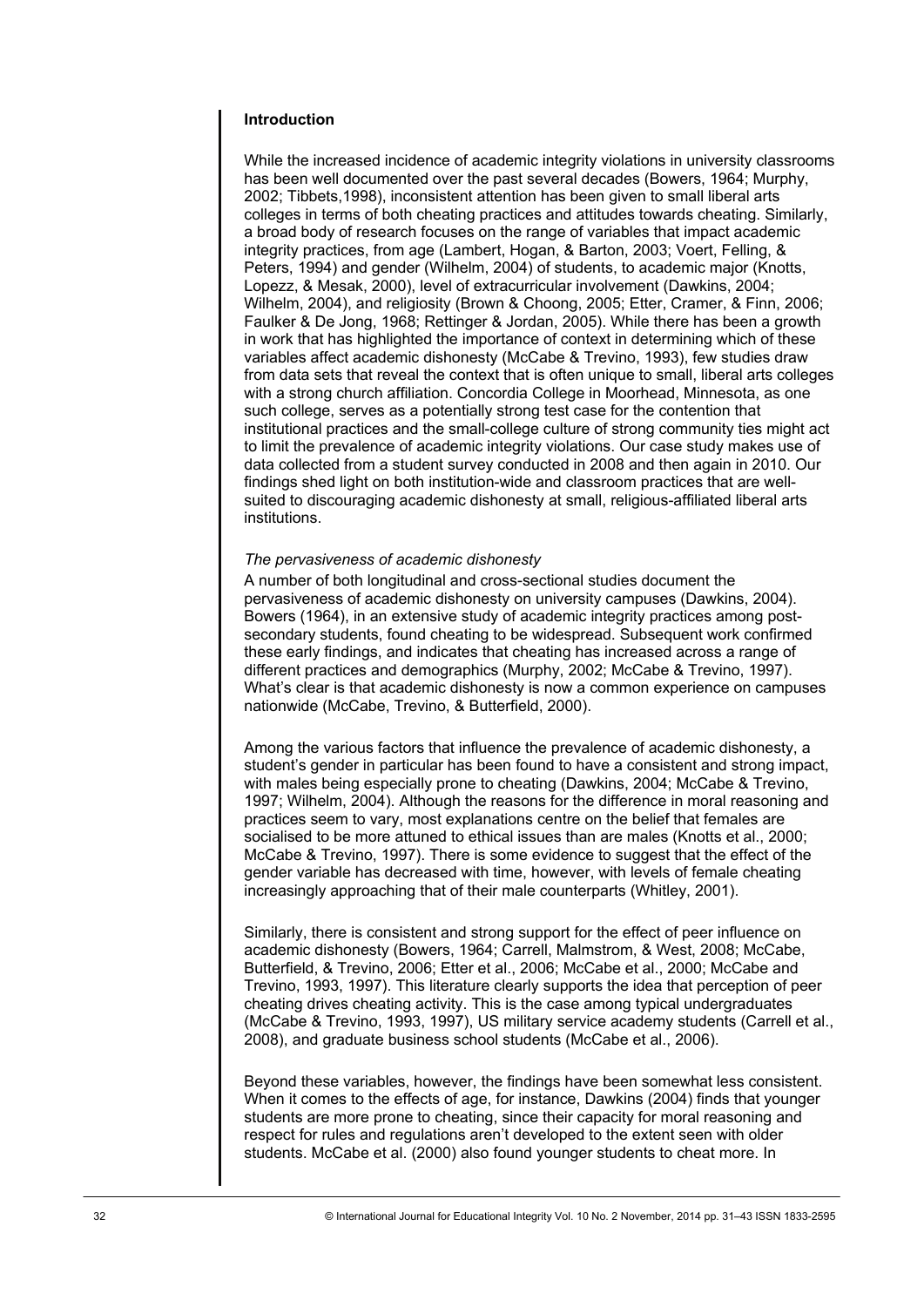## Introduction

While the increased incidence of academic integrity violations in university classrooms has been well documented over the past several decades (Bowers, 1964; Murphy, 2002; Tibbets,1998), inconsistent attention has been given to small liberal arts colleges in terms of both cheating practices and attitudes towards cheating. Similarly, a broad body of research focuses on the range of variables that impact academic integrity practices, from age (Lambert, Hogan, & Barton, 2003; Voert, Felling, & Peters, 1994) and gender (Wilhelm, 2004) of students, to academic major (Knotts, Lopezz, & Mesak, 2000), level of extracurricular involvement (Dawkins, 2004; Wilhelm, 2004), and religiosity (Brown & Choong, 2005; Etter, Cramer, & Finn, 2006; Faulker & De Jong, 1968; Rettinger & Jordan, 2005). While there has been a growth in work that has highlighted the importance of context in determining which of these variables affect academic dishonesty (McCabe & Trevino, 1993), few studies draw from data sets that reveal the context that is often unique to small, liberal arts colleges with a strong church affiliation. Concordia College in Moorhead, Minnesota, as one such college, serves as a potentially strong test case for the contention that institutional practices and the small-college culture of strong community ties might act to limit the prevalence of academic integrity violations. Our case study makes use of data collected from a student survey conducted in 2008 and then again in 2010. Our findings shed light on both institution-wide and classroom practices that are well-suited to discouraging academic dishonesty at small, religious-affiliated liberal arts institutions.

### *The pervasiveness of academic dishonesty*

A number of both longitudinal and cross-sectional studies document the pervasiveness of academic dishonesty on university campuses (Dawkins, 2004). Bowers (1964), in an extensive study of academic integrity practices among post-secondary students, found cheating to be widespread. Subsequent work confirmed these early findings, and indicates that cheating has increased across a range of different practices and demographics (Murphy, 2002; McCabe & Trevino, 1997). What's clear is that academic dishonesty is now a common experience on campuses nationwide (McCabe, Trevino, & Butterfield, 2000).

Among the various factors that influence the prevalence of academic dishonesty, a student's gender in particular has been found to have a consistent and strong impact, with males being especially prone to cheating (Dawkins, 2004; McCabe & Trevino, 1997; Wilhelm, 2004). Although the reasons for the difference in moral reasoning and practices seem to vary, most explanations centre on the belief that females are socialised to be more attuned to ethical issues than are males (Knotts et al., 2000; McCabe & Trevino, 1997). There is some evidence to suggest that the effect of the gender variable has decreased with time, however, with levels of female cheating increasingly approaching that of their male counterparts (Whitley, 2001).

Similarly, there is consistent and strong support for the effect of peer influence on academic dishonesty (Bowers, 1964; Carrell, Malmstrom, & West, 2008; McCabe, Butterfield, & Trevino, 2006; Etter et al., 2006; McCabe et al., 2000; McCabe and Trevino, 1993, 1997). This literature clearly supports the idea that perception of peer cheating drives cheating activity. This is the case among typical undergraduates (McCabe & Trevino, 1993, 1997), US military service academy students (Carrell et al., 2008), and graduate business school students (McCabe et al., 2006).

Beyond these variables, however, the findings have been somewhat less consistent. When it comes to the effects of age, for instance, Dawkins (2004) finds that younger students are more prone to cheating, since their capacity for moral reasoning and respect for rules and regulations aren't developed to the extent seen with older students. McCabe et al. (2000) also found younger students to cheat more. In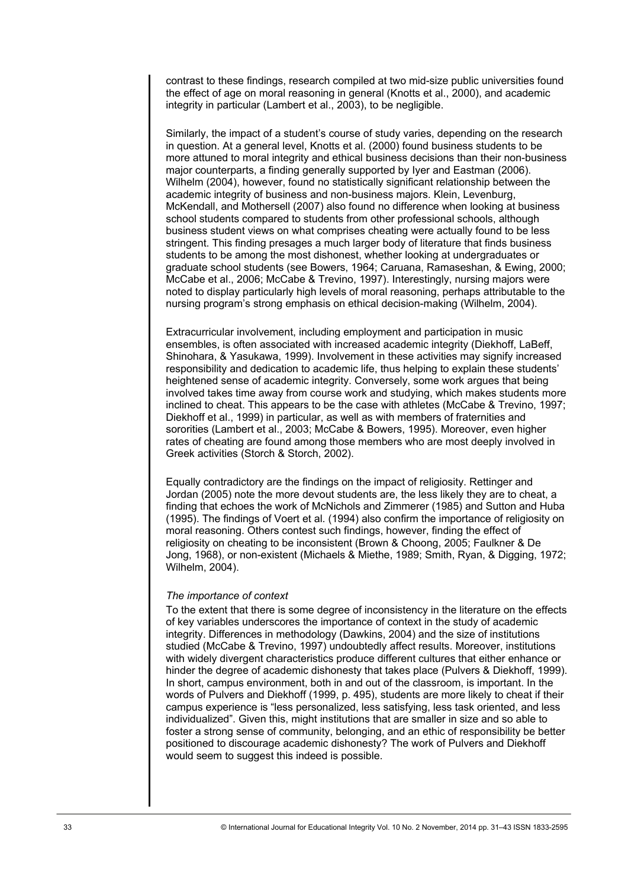contrast to these findings, research compiled at two mid-size public universities found the effect of age on moral reasoning in general (Knotts et al., 2000), and academic integrity in particular (Lambert et al., 2003), to be negligible.

Similarly, the impact of a student's course of study varies, depending on the research in question. At a general level, Knotts et al. (2000) found business students to be more attuned to moral integrity and ethical business decisions than their non-business major counterparts, a finding generally supported by Iyer and Eastman (2006). Wilhelm (2004), however, found no statistically significant relationship between the academic integrity of business and non-business majors. Klein, Levenburg, McKendall, and Mothersell (2007) also found no difference when looking at business school students compared to students from other professional schools, although business student views on what comprises cheating were actually found to be less stringent. This finding presages a much larger body of literature that finds business students to be among the most dishonest, whether looking at undergraduates or graduate school students (see Bowers, 1964; Caruana, Ramaseshan, & Ewing, 2000; McCabe et al., 2006; McCabe & Trevino, 1997). Interestingly, nursing majors were noted to display particularly high levels of moral reasoning, perhaps attributable to the nursing program's strong emphasis on ethical decision-making (Wilhelm, 2004).

Extracurricular involvement, including employment and participation in music ensembles, is often associated with increased academic integrity (Diekhoff, LaBeff, Shinohara, & Yasukawa, 1999). Involvement in these activities may signify increased responsibility and dedication to academic life, thus helping to explain these students' heightened sense of academic integrity. Conversely, some work argues that being involved takes time away from course work and studying, which makes students more inclined to cheat. This appears to be the case with athletes (McCabe & Trevino, 1997; Diekhoff et al., 1999) in particular, as well as with members of fraternities and sororities (Lambert et al., 2003; McCabe & Bowers, 1995). Moreover, even higher rates of cheating are found among those members who are most deeply involved in Greek activities (Storch & Storch, 2002).

Equally contradictory are the findings on the impact of religiosity. Rettinger and Jordan (2005) note the more devout students are, the less likely they are to cheat, a finding that echoes the work of McNichols and Zimmerer (1985) and Sutton and Huba (1995). The findings of Voert et al. (1994) also confirm the importance of religiosity on moral reasoning. Others contest such findings, however, finding the effect of religiosity on cheating to be inconsistent (Brown & Choong, 2005; Faulkner & De Jong, 1968), or non-existent (Michaels & Miethe, 1989; Smith, Ryan, & Digging, 1972; Wilhelm, 2004).

*The importance of context*

To the extent that there is some degree of inconsistency in the literature on the effects of key variables underscores the importance of context in the study of academic integrity. Differences in methodology (Dawkins, 2004) and the size of institutions studied (McCabe & Trevino, 1997) undoubtedly affect results. Moreover, institutions with widely divergent characteristics produce different cultures that either enhance or hinder the degree of academic dishonesty that takes place (Pulvers & Diekhoff, 1999). In short, campus environment, both in and out of the classroom, is important. In the words of Pulvers and Diekhoff (1999, p. 495), students are more likely to cheat if their campus experience is "less personalized, less satisfying, less task oriented, and less individualized". Given this, might institutions that are smaller in size and so able to foster a strong sense of community, belonging, and an ethic of responsibility be better positioned to discourage academic dishonesty? The work of Pulvers and Diekhoff would seem to suggest this indeed is possible.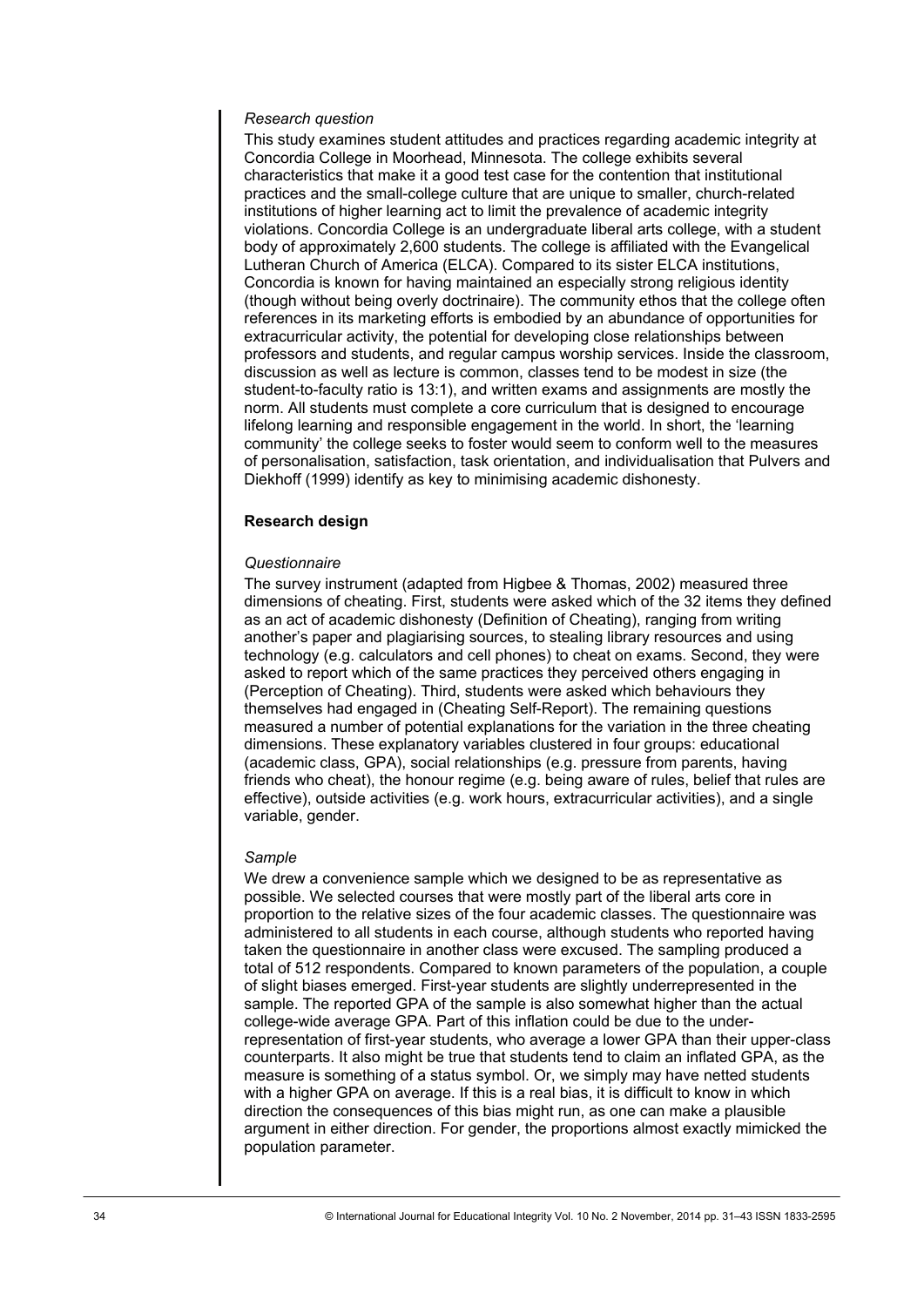*Research question*

This study examines student attitudes and practices regarding academic integrity at Concordia College in Moorhead, Minnesota. The college exhibits several characteristics that make it a good test case for the contention that institutional practices and the small-college culture that are unique to smaller, church-related institutions of higher learning act to limit the prevalence of academic integrity violations. Concordia College is an undergraduate liberal arts college, with a student body of approximately 2,600 students. The college is affiliated with the Evangelical Lutheran Church of America (ELCA). Compared to its sister ELCA institutions, Concordia is known for having maintained an especially strong religious identity (though without being overly doctrinaire). The community ethos that the college often references in its marketing efforts is embodied by an abundance of opportunities for extracurricular activity, the potential for developing close relationships between professors and students, and regular campus worship services. Inside the classroom, discussion as well as lecture is common, classes tend to be modest in size (the student-to-faculty ratio is 13:1), and written exams and assignments are mostly the norm. All students must complete a core curriculum that is designed to encourage lifelong learning and responsible engagement in the world. In short, the 'learning community' the college seeks to foster would seem to conform well to the measures of personalisation, satisfaction, task orientation, and individualisation that Pulvers and Diekhoff (1999) identify as key to minimising academic dishonesty.

## Research design

*Questionnaire*

The survey instrument (adapted from Higbee & Thomas, 2002) measured three dimensions of cheating. First, students were asked which of the 32 items they defined as an act of academic dishonesty (Definition of Cheating), ranging from writing another's paper and plagiarising sources, to stealing library resources and using technology (e.g. calculators and cell phones) to cheat on exams. Second, they were asked to report which of the same practices they perceived others engaging in (Perception of Cheating). Third, students were asked which behaviours they themselves had engaged in (Cheating Self-Report). The remaining questions measured a number of potential explanations for the variation in the three cheating dimensions. These explanatory variables clustered in four groups: educational (academic class, GPA), social relationships (e.g. pressure from parents, having friends who cheat), the honour regime (e.g. being aware of rules, belief that rules are effective), outside activities (e.g. work hours, extracurricular activities), and a single variable, gender.

*Sample*

We drew a convenience sample which we designed to be as representative as possible. We selected courses that were mostly part of the liberal arts core in proportion to the relative sizes of the four academic classes. The questionnaire was administered to all students in each course, although students who reported having taken the questionnaire in another class were excused. The sampling produced a total of 512 respondents. Compared to known parameters of the population, a couple of slight biases emerged. First-year students are slightly underrepresented in the sample. The reported GPA of the sample is also somewhat higher than the actual college-wide average GPA. Part of this inflation could be due to the under-representation of first-year students, who average a lower GPA than their upper-class counterparts. It also might be true that students tend to claim an inflated GPA, as the measure is something of a status symbol. Or, we simply may have netted students with a higher GPA on average. If this is a real bias, it is difficult to know in which direction the consequences of this bias might run, as one can make a plausible argument in either direction. For gender, the proportions almost exactly mimicked the population parameter.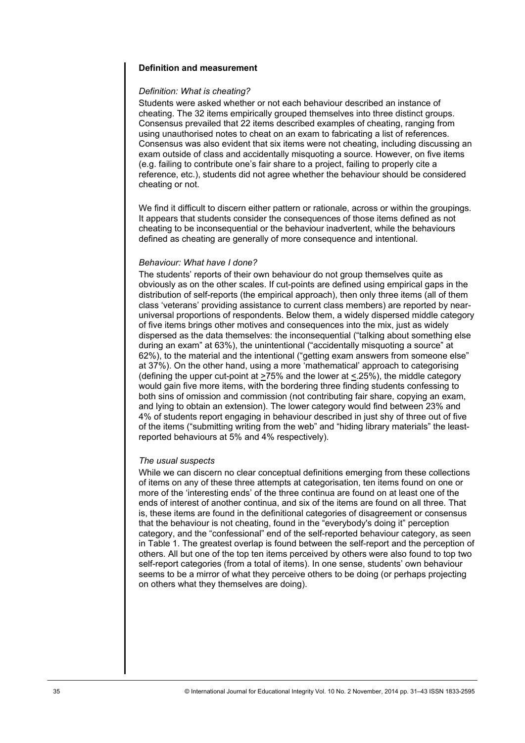**Definition and measurement**

*Definition: What is cheating?*

Students were asked whether or not each behaviour described an instance of cheating. The 32 items empirically grouped themselves into three distinct groups. Consensus prevailed that 22 items described examples of cheating, ranging from using unauthorised notes to cheat on an exam to fabricating a list of references. Consensus was also evident that six items were not cheating, including discussing an exam outside of class and accidentally misquoting a source. However, on five items (e.g. failing to contribute one's fair share to a project, failing to properly cite a reference, etc.), students did not agree whether the behaviour should be considered cheating or not.

We find it difficult to discern either pattern or rationale, across or within the groupings. It appears that students consider the consequences of those items defined as not cheating to be inconsequential or the behaviour inadvertent, while the behaviours defined as cheating are generally of more consequence and intentional.

*Behaviour: What have I done?*

The students' reports of their own behaviour do not group themselves quite as obviously as on the other scales. If cut-points are defined using empirical gaps in the distribution of self-reports (the empirical approach), then only three items (all of them class 'veterans' providing assistance to current class members) are reported by near-universal proportions of respondents. Below them, a widely dispersed middle category of five items brings other motives and consequences into the mix, just as widely dispersed as the data themselves: the inconsequential ("talking about something else during an exam" at 63%), the unintentional ("accidentally misquoting a source" at 62%), to the material and the intentional ("getting exam answers from someone else" at 37%). On the other hand, using a more 'mathematical' approach to categorising (defining the upper cut-point at $\geq$75% and the lower at $\leq$.25%), the middle category would gain five more items, with the bordering three finding students confessing to both sins of omission and commission (not contributing fair share, copying an exam, and lying to obtain an extension). The lower category would find between 23% and 4% of students report engaging in behaviour described in just shy of three out of five of the items ("submitting writing from the web" and "hiding library materials" the least-reported behaviours at 5% and 4% respectively).

*The usual suspects*

While we can discern no clear conceptual definitions emerging from these collections of items on any of these three attempts at categorisation, ten items found on one or more of the 'interesting ends' of the three continua are found on at least one of the ends of interest of another continua, and six of the items are found on all three. That is, these items are found in the definitional categories of disagreement or consensus that the behaviour is not cheating, found in the "everybody's doing it" perception category, and the "confessional" end of the self-reported behaviour category, as seen in Table 1. The greatest overlap is found between the self-report and the perception of others. All but one of the top ten items perceived by others were also found to top two self-report categories (from a total of items). In one sense, students' own behaviour seems to be a mirror of what they perceive others to be doing (or perhaps projecting on others what they themselves are doing).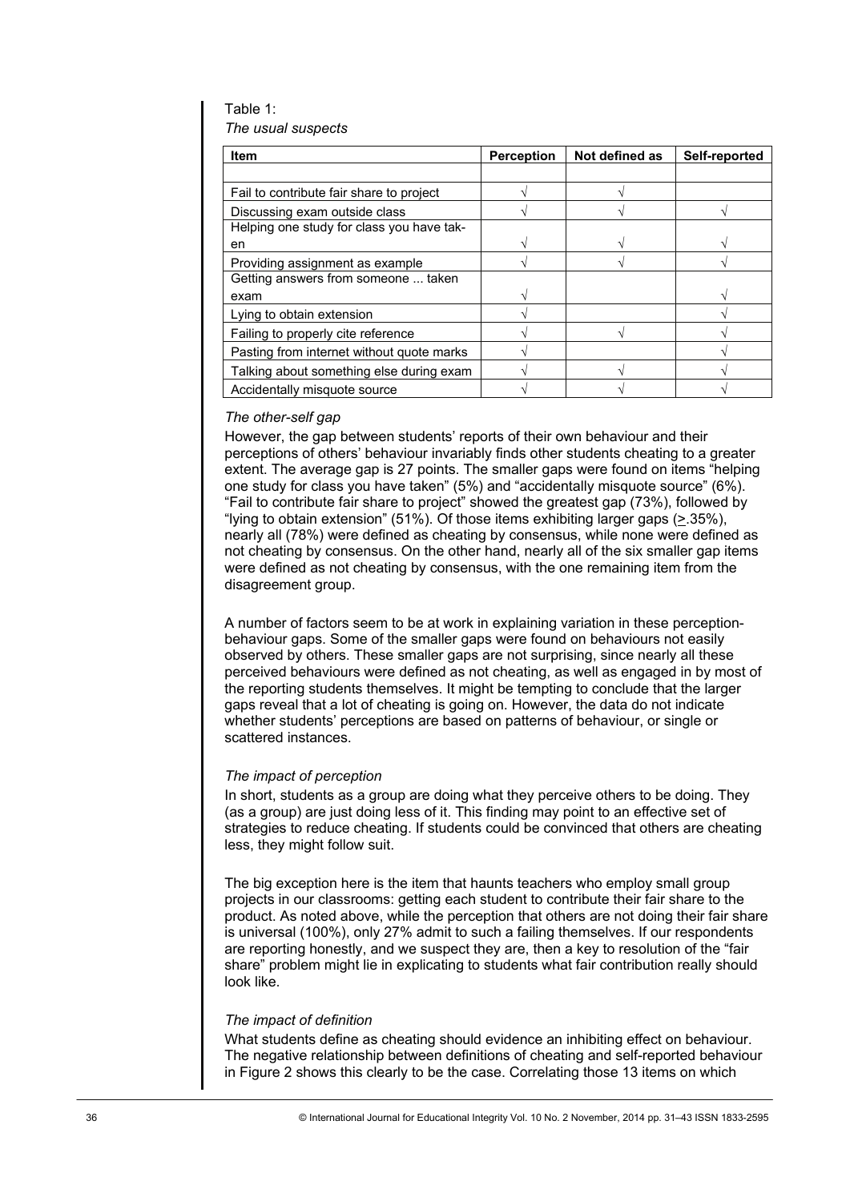Table 1:
*The usual suspects*

| Item | Perception | Not defined as | Self-reported |
|---|---|---|---|
| | | | |
| Fail to contribute fair share to project | √ | √ | |
| Discussing exam outside class | √ | √ | √ |
| Helping one study for class you have taken | √ | √ | √ |
| Providing assignment as example | √ | √ | √ |
| Getting answers from someone ... taken exam | √ | | √ |
| Lying to obtain extension | √ | | √ |
| Failing to properly cite reference | √ | √ | √ |
| Pasting from internet without quote marks | √ | | √ |
| Talking about something else during exam | √ | √ | √ |
| Accidentally misquote source | √ | √ | √ |

*The other-self gap*

However, the gap between students' reports of their own behaviour and their perceptions of others' behaviour invariably finds other students cheating to a greater extent. The average gap is 27 points. The smaller gaps were found on items "helping one study for class you have taken" (5%) and "accidentally misquote source" (6%). "Fail to contribute fair share to project" showed the greatest gap (73%), followed by "lying to obtain extension" (51%). Of those items exhibiting larger gaps (≥.35%), nearly all (78%) were defined as cheating by consensus, while none were defined as not cheating by consensus. On the other hand, nearly all of the six smaller gap items were defined as not cheating by consensus, with the one remaining item from the disagreement group.

A number of factors seem to be at work in explaining variation in these perception-behaviour gaps. Some of the smaller gaps were found on behaviours not easily observed by others. These smaller gaps are not surprising, since nearly all these perceived behaviours were defined as not cheating, as well as engaged in by most of the reporting students themselves. It might be tempting to conclude that the larger gaps reveal that a lot of cheating is going on. However, the data do not indicate whether students' perceptions are based on patterns of behaviour, or single or scattered instances.

*The impact of perception*

In short, students as a group are doing what they perceive others to be doing. They (as a group) are just doing less of it. This finding may point to an effective set of strategies to reduce cheating. If students could be convinced that others are cheating less, they might follow suit.

The big exception here is the item that haunts teachers who employ small group projects in our classrooms: getting each student to contribute their fair share to the product. As noted above, while the perception that others are not doing their fair share is universal (100%), only 27% admit to such a failing themselves. If our respondents are reporting honestly, and we suspect they are, then a key to resolution of the "fair share" problem might lie in explicating to students what fair contribution really should look like.

*The impact of definition*

What students define as cheating should evidence an inhibiting effect on behaviour. The negative relationship between definitions of cheating and self-reported behaviour in Figure 2 shows this clearly to be the case. Correlating those 13 items on which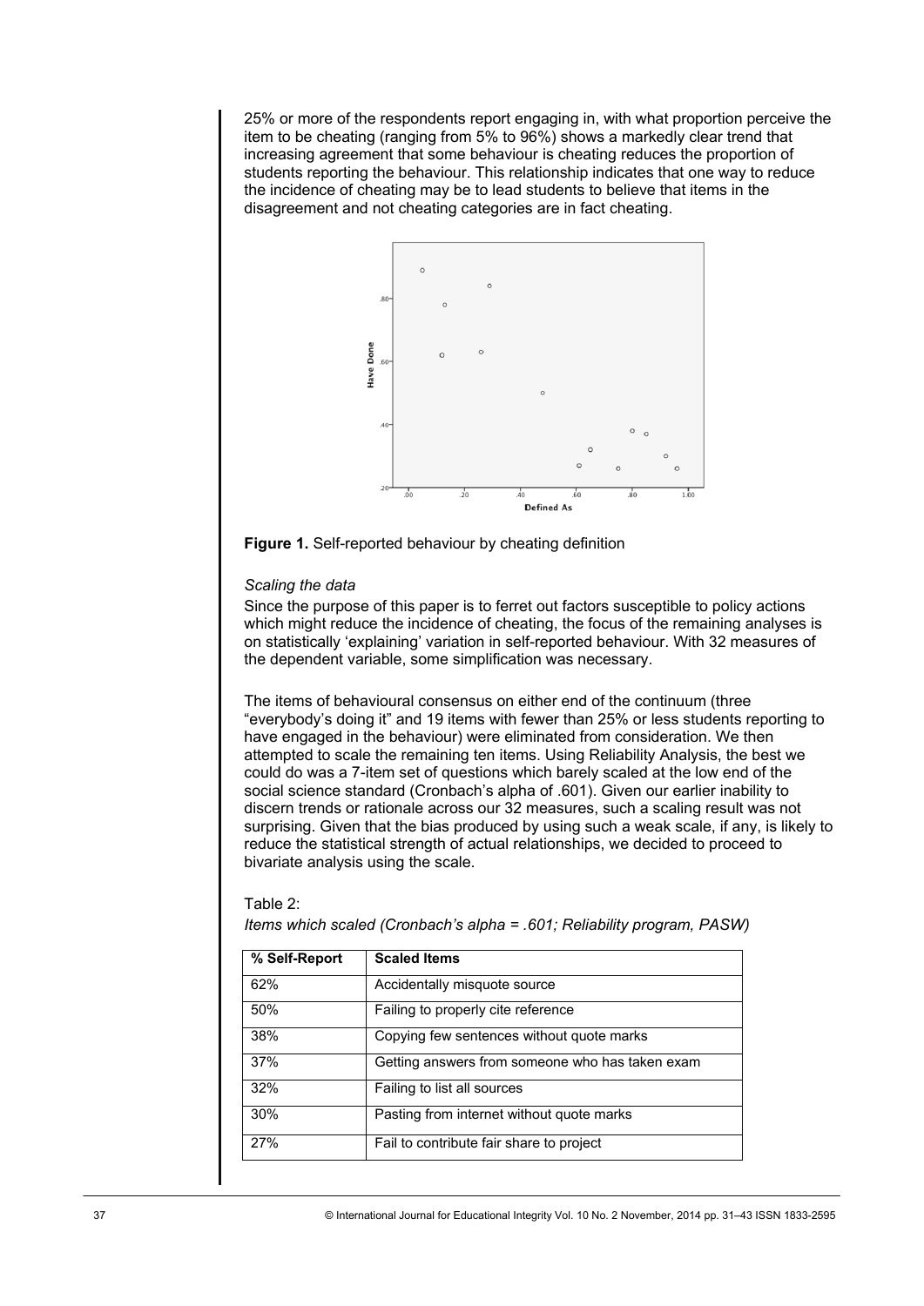25% or more of the respondents report engaging in, with what proportion perceive the item to be cheating (ranging from 5% to 96%) shows a markedly clear trend that increasing agreement that some behaviour is cheating reduces the proportion of students reporting the behaviour. This relationship indicates that one way to reduce the incidence of cheating may be to lead students to believe that items in the disagreement and not cheating categories are in fact cheating.

**Figure 1.** Self-reported behaviour by cheating definition

*Scaling the data*

Since the purpose of this paper is to ferret out factors susceptible to policy actions which might reduce the incidence of cheating, the focus of the remaining analyses is on statistically 'explaining' variation in self-reported behaviour. With 32 measures of the dependent variable, some simplification was necessary.

The items of behavioural consensus on either end of the continuum (three "everybody's doing it" and 19 items with fewer than 25% or less students reporting to have engaged in the behaviour) were eliminated from consideration. We then attempted to scale the remaining ten items. Using Reliability Analysis, the best we could do was a 7-item set of questions which barely scaled at the low end of the social science standard (Cronbach's alpha of .601). Given our earlier inability to discern trends or rationale across our 32 measures, such a scaling result was not surprising. Given that the bias produced by using such a weak scale, if any, is likely to reduce the statistical strength of actual relationships, we decided to proceed to bivariate analysis using the scale.

Table 2:

*Items which scaled (Cronbach's alpha = .601; Reliability program, PASW)*

| % Self-Report | Scaled Items |
|---|---|
| 62% | Accidentally misquote source |
| 50% | Failing to properly cite reference |
| 38% | Copying few sentences without quote marks |
| 37% | Getting answers from someone who has taken exam |
| 32% | Failing to list all sources |
| 30% | Pasting from internet without quote marks |
| 27% | Fail to contribute fair share to project |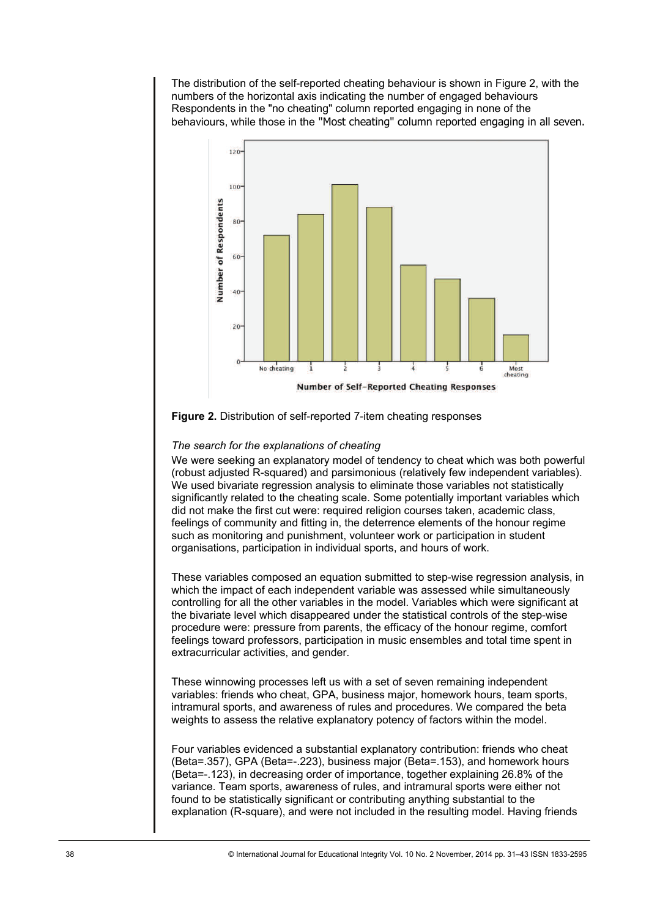The distribution of the self-reported cheating behaviour is shown in Figure 2, with the numbers of the horizontal axis indicating the number of engaged behaviours Respondents in the "no cheating" column reported engaging in none of the behaviours, while those in the "Most cheating" column reported engaging in all seven.

**Figure 2.** Distribution of self-reported 7-item cheating responses

*The search for the explanations of cheating*

We were seeking an explanatory model of tendency to cheat which was both powerful (robust adjusted R-squared) and parsimonious (relatively few independent variables). We used bivariate regression analysis to eliminate those variables not statistically significantly related to the cheating scale. Some potentially important variables which did not make the first cut were: required religion courses taken, academic class, feelings of community and fitting in, the deterrence elements of the honour regime such as monitoring and punishment, volunteer work or participation in student organisations, participation in individual sports, and hours of work.

These variables composed an equation submitted to step-wise regression analysis, in which the impact of each independent variable was assessed while simultaneously controlling for all the other variables in the model. Variables which were significant at the bivariate level which disappeared under the statistical controls of the step-wise procedure were: pressure from parents, the efficacy of the honour regime, comfort feelings toward professors, participation in music ensembles and total time spent in extracurricular activities, and gender.

These winnowing processes left us with a set of seven remaining independent variables: friends who cheat, GPA, business major, homework hours, team sports, intramural sports, and awareness of rules and procedures. We compared the beta weights to assess the relative explanatory potency of factors within the model.

Four variables evidenced a substantial explanatory contribution: friends who cheat (Beta=.357), GPA (Beta=-.223), business major (Beta=.153), and homework hours (Beta=-.123), in decreasing order of importance, together explaining 26.8% of the variance. Team sports, awareness of rules, and intramural sports were either not found to be statistically significant or contributing anything substantial to the explanation (R-square), and were not included in the resulting model. Having friends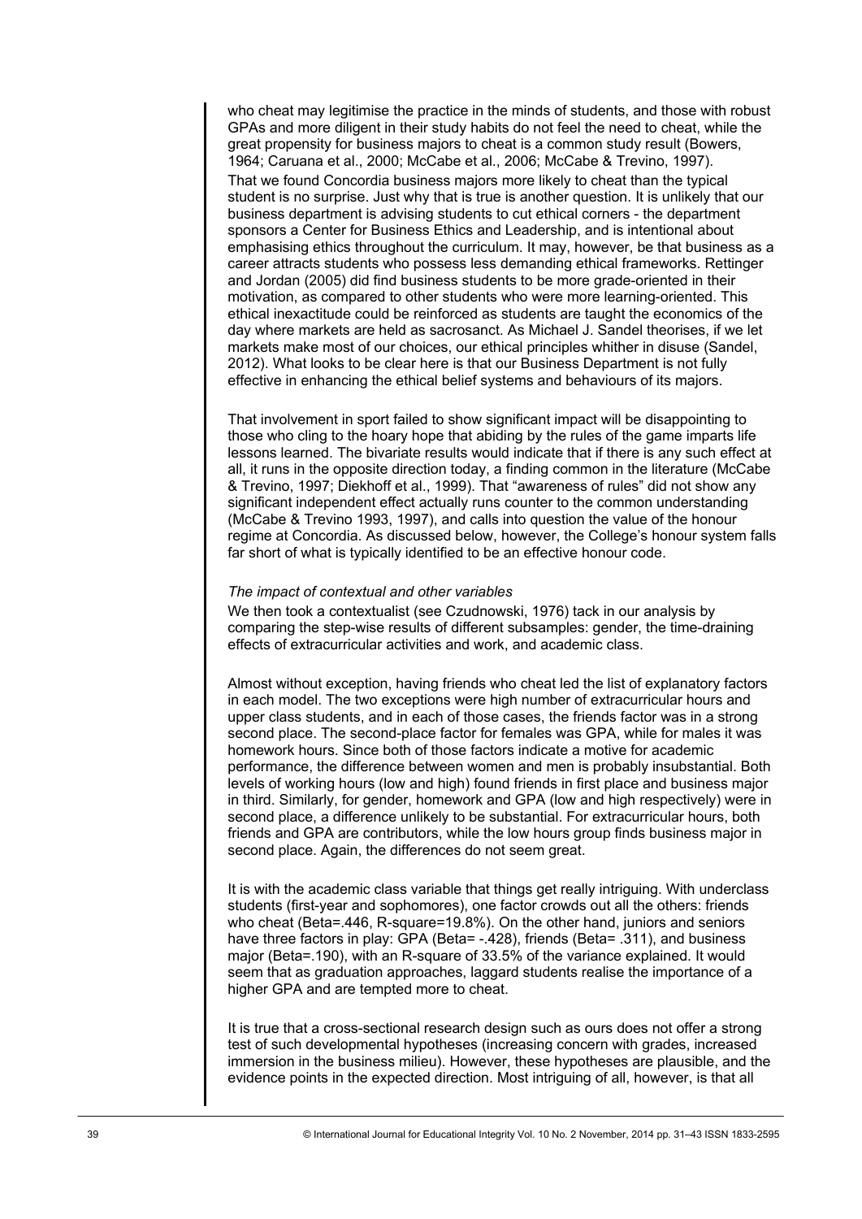who cheat may legitimise the practice in the minds of students, and those with robust GPAs and more diligent in their study habits do not feel the need to cheat, while the great propensity for business majors to cheat is a common study result (Bowers, 1964; Caruana et al., 2000; McCabe et al., 2006; McCabe & Trevino, 1997).

That we found Concordia business majors more likely to cheat than the typical student is no surprise. Just why that is true is another question. It is unlikely that our business department is advising students to cut ethical corners - the department sponsors a Center for Business Ethics and Leadership, and is intentional about emphasising ethics throughout the curriculum. It may, however, be that business as a career attracts students who possess less demanding ethical frameworks. Rettinger and Jordan (2005) did find business students to be more grade-oriented in their motivation, as compared to other students who were more learning-oriented. This ethical inexactitude could be reinforced as students are taught the economics of the day where markets are held as sacrosanct. As Michael J. Sandel theorises, if we let markets make most of our choices, our ethical principles whither in disuse (Sandel, 2012). What looks to be clear here is that our Business Department is not fully effective in enhancing the ethical belief systems and behaviours of its majors.

That involvement in sport failed to show significant impact will be disappointing to those who cling to the hoary hope that abiding by the rules of the game imparts life lessons learned. The bivariate results would indicate that if there is any such effect at all, it runs in the opposite direction today, a finding common in the literature (McCabe & Trevino, 1997; Diekhoff et al., 1999). That "awareness of rules" did not show any significant independent effect actually runs counter to the common understanding (McCabe & Trevino 1993, 1997), and calls into question the value of the honour regime at Concordia. As discussed below, however, the College's honour system falls far short of what is typically identified to be an effective honour code.

*The impact of contextual and other variables*

We then took a contextualist (see Czudnowski, 1976) tack in our analysis by comparing the step-wise results of different subsamples: gender, the time-draining effects of extracurricular activities and work, and academic class.

Almost without exception, having friends who cheat led the list of explanatory factors in each model. The two exceptions were high number of extracurricular hours and upper class students, and in each of those cases, the friends factor was in a strong second place. The second-place factor for females was GPA, while for males it was homework hours. Since both of those factors indicate a motive for academic performance, the difference between women and men is probably insubstantial. Both levels of working hours (low and high) found friends in first place and business major in third. Similarly, for gender, homework and GPA (low and high respectively) were in second place, a difference unlikely to be substantial. For extracurricular hours, both friends and GPA are contributors, while the low hours group finds business major in second place. Again, the differences do not seem great.

It is with the academic class variable that things get really intriguing. With underclass students (first-year and sophomores), one factor crowds out all the others: friends who cheat (Beta=.446, R-square=19.8%). On the other hand, juniors and seniors have three factors in play: GPA (Beta= -.428), friends (Beta= .311), and business major (Beta=.190), with an R-square of 33.5% of the variance explained. It would seem that as graduation approaches, laggard students realise the importance of a higher GPA and are tempted more to cheat.

It is true that a cross-sectional research design such as ours does not offer a strong test of such developmental hypotheses (increasing concern with grades, increased immersion in the business milieu). However, these hypotheses are plausible, and the evidence points in the expected direction. Most intriguing of all, however, is that all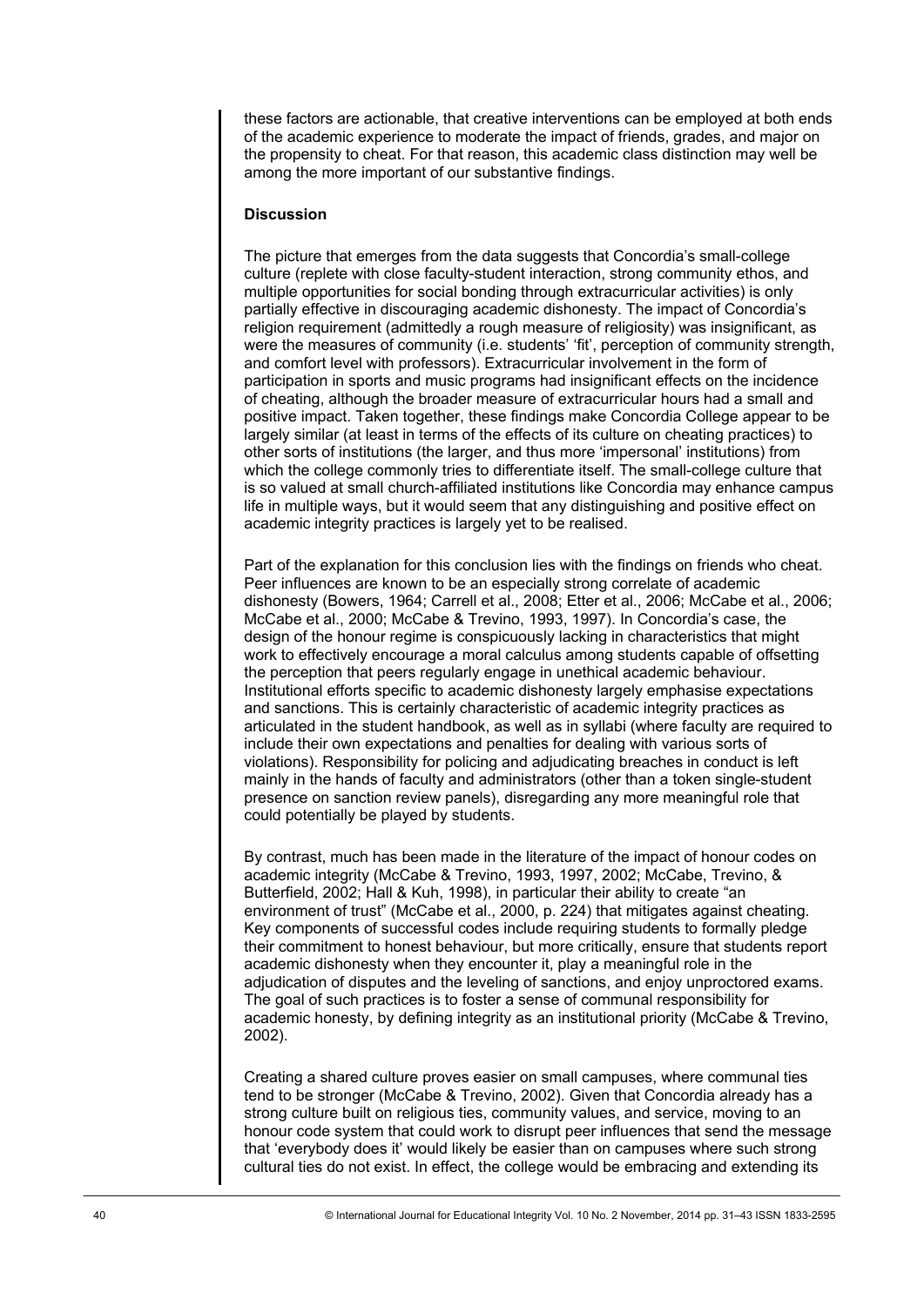these factors are actionable, that creative interventions can be employed at both ends of the academic experience to moderate the impact of friends, grades, and major on the propensity to cheat. For that reason, this academic class distinction may well be among the more important of our substantive findings.

## Discussion

The picture that emerges from the data suggests that Concordia's small-college culture (replete with close faculty-student interaction, strong community ethos, and multiple opportunities for social bonding through extracurricular activities) is only partially effective in discouraging academic dishonesty. The impact of Concordia's religion requirement (admittedly a rough measure of religiosity) was insignificant, as were the measures of community (i.e. students' 'fit', perception of community strength, and comfort level with professors). Extracurricular involvement in the form of participation in sports and music programs had insignificant effects on the incidence of cheating, although the broader measure of extracurricular hours had a small and positive impact. Taken together, these findings make Concordia College appear to be largely similar (at least in terms of the effects of its culture on cheating practices) to other sorts of institutions (the larger, and thus more 'impersonal' institutions) from which the college commonly tries to differentiate itself. The small-college culture that is so valued at small church-affiliated institutions like Concordia may enhance campus life in multiple ways, but it would seem that any distinguishing and positive effect on academic integrity practices is largely yet to be realised.

Part of the explanation for this conclusion lies with the findings on friends who cheat. Peer influences are known to be an especially strong correlate of academic dishonesty (Bowers, 1964; Carrell et al., 2008; Etter et al., 2006; McCabe et al., 2006; McCabe et al., 2000; McCabe & Trevino, 1993, 1997). In Concordia's case, the design of the honour regime is conspicuously lacking in characteristics that might work to effectively encourage a moral calculus among students capable of offsetting the perception that peers regularly engage in unethical academic behaviour. Institutional efforts specific to academic dishonesty largely emphasise expectations and sanctions. This is certainly characteristic of academic integrity practices as articulated in the student handbook, as well as in syllabi (where faculty are required to include their own expectations and penalties for dealing with various sorts of violations). Responsibility for policing and adjudicating breaches in conduct is left mainly in the hands of faculty and administrators (other than a token single-student presence on sanction review panels), disregarding any more meaningful role that could potentially be played by students.

By contrast, much has been made in the literature of the impact of honour codes on academic integrity (McCabe & Trevino, 1993, 1997, 2002; McCabe, Trevino, & Butterfield, 2002; Hall & Kuh, 1998), in particular their ability to create "an environment of trust" (McCabe et al., 2000, p. 224) that mitigates against cheating. Key components of successful codes include requiring students to formally pledge their commitment to honest behaviour, but more critically, ensure that students report academic dishonesty when they encounter it, play a meaningful role in the adjudication of disputes and the leveling of sanctions, and enjoy unproctored exams. The goal of such practices is to foster a sense of communal responsibility for academic honesty, by defining integrity as an institutional priority (McCabe & Trevino, 2002).

Creating a shared culture proves easier on small campuses, where communal ties tend to be stronger (McCabe & Trevino, 2002). Given that Concordia already has a strong culture built on religious ties, community values, and service, moving to an honour code system that could work to disrupt peer influences that send the message that 'everybody does it' would likely be easier than on campuses where such strong cultural ties do not exist. In effect, the college would be embracing and extending its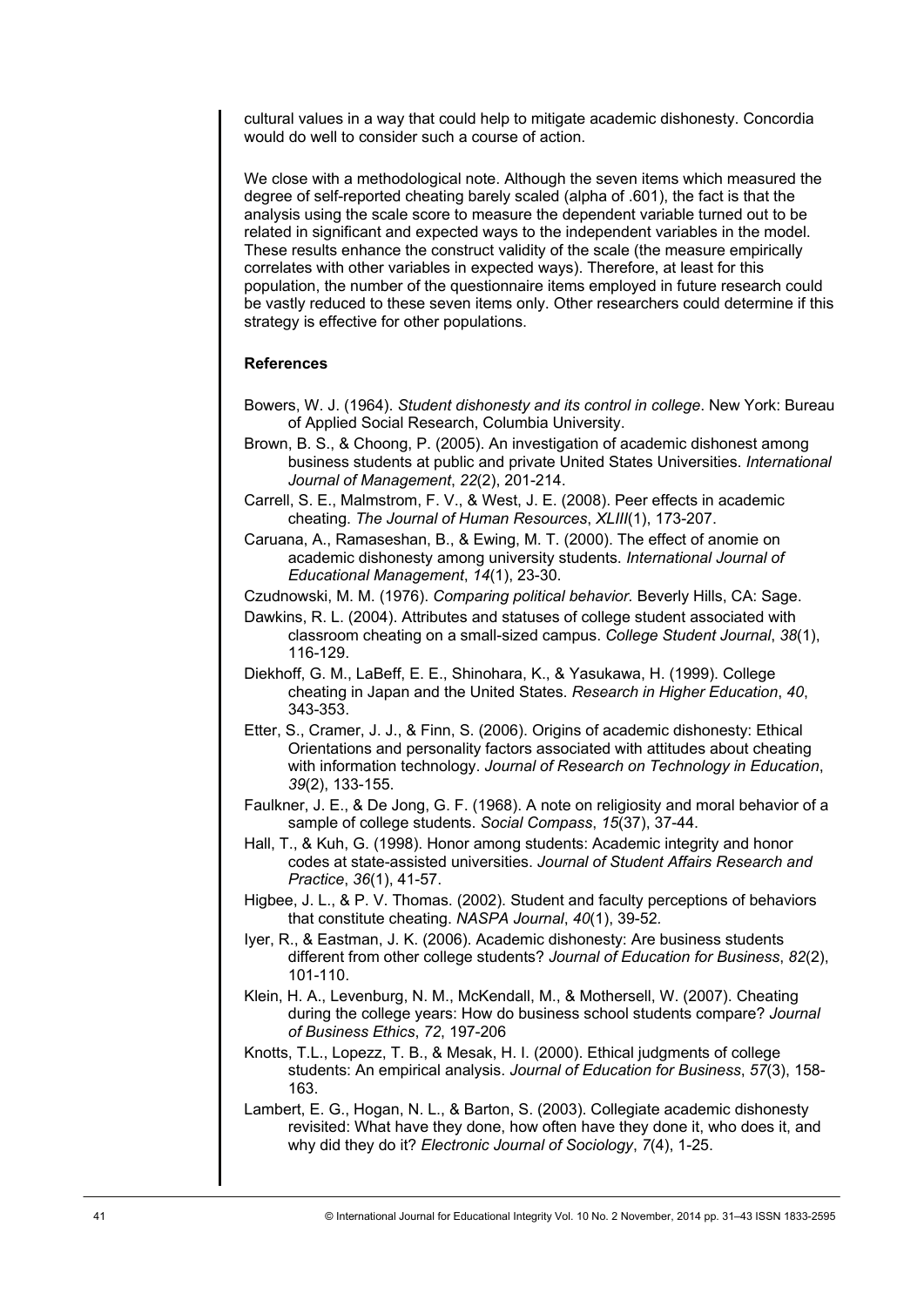cultural values in a way that could help to mitigate academic dishonesty. Concordia would do well to consider such a course of action.

We close with a methodological note. Although the seven items which measured the degree of self-reported cheating barely scaled (alpha of .601), the fact is that the analysis using the scale score to measure the dependent variable turned out to be related in significant and expected ways to the independent variables in the model. These results enhance the construct validity of the scale (the measure empirically correlates with other variables in expected ways). Therefore, at least for this population, the number of the questionnaire items employed in future research could be vastly reduced to these seven items only. Other researchers could determine if this strategy is effective for other populations.

**References**

Bowers, W. J. (1964). *Student dishonesty and its control in college*. New York: Bureau of Applied Social Research, Columbia University.

Brown, B. S., & Choong, P. (2005). An investigation of academic dishonest among business students at public and private United States Universities. *International Journal of Management*, *22*(2), 201-214.

Carrell, S. E., Malmstrom, F. V., & West, J. E. (2008). Peer effects in academic cheating. *The Journal of Human Resources*, *XLIII*(1), 173-207.

Caruana, A., Ramaseshan, B., & Ewing, M. T. (2000). The effect of anomie on academic dishonesty among university students. *International Journal of Educational Management*, *14*(1), 23-30.

Czudnowski, M. M. (1976). *Comparing political behavior.* Beverly Hills, CA: Sage.

Dawkins, R. L. (2004). Attributes and statuses of college student associated with classroom cheating on a small-sized campus. *College Student Journal*, *38*(1), 116-129.

Diekhoff, G. M., LaBeff, E. E., Shinohara, K., & Yasukawa, H. (1999). College cheating in Japan and the United States. *Research in Higher Education*, *40*, 343-353.

Etter, S., Cramer, J. J., & Finn, S. (2006). Origins of academic dishonesty: Ethical Orientations and personality factors associated with attitudes about cheating with information technology. *Journal of Research on Technology in Education*, *39*(2), 133-155.

Faulkner, J. E., & De Jong, G. F. (1968). A note on religiosity and moral behavior of a sample of college students. *Social Compass*, *15*(37), 37-44.

Hall, T., & Kuh, G. (1998). Honor among students: Academic integrity and honor codes at state-assisted universities. *Journal of Student Affairs Research and Practice*, *36*(1), 41-57.

Higbee, J. L., & P. V. Thomas. (2002). Student and faculty perceptions of behaviors that constitute cheating. *NASPA Journal*, *40*(1), 39-52.

Iyer, R., & Eastman, J. K. (2006). Academic dishonesty: Are business students different from other college students? *Journal of Education for Business*, *82*(2), 101-110.

Klein, H. A., Levenburg, N. M., McKendall, M., & Mothersell, W. (2007). Cheating during the college years: How do business school students compare? *Journal of Business Ethics*, *72*, 197-206

Knotts, T.L., Lopezz, T. B., & Mesak, H. I. (2000). Ethical judgments of college students: An empirical analysis. *Journal of Education for Business*, *57*(3), 158-163.

Lambert, E. G., Hogan, N. L., & Barton, S. (2003). Collegiate academic dishonesty revisited: What have they done, how often have they done it, who does it, and why did they do it? *Electronic Journal of Sociology*, *7*(4), 1-25.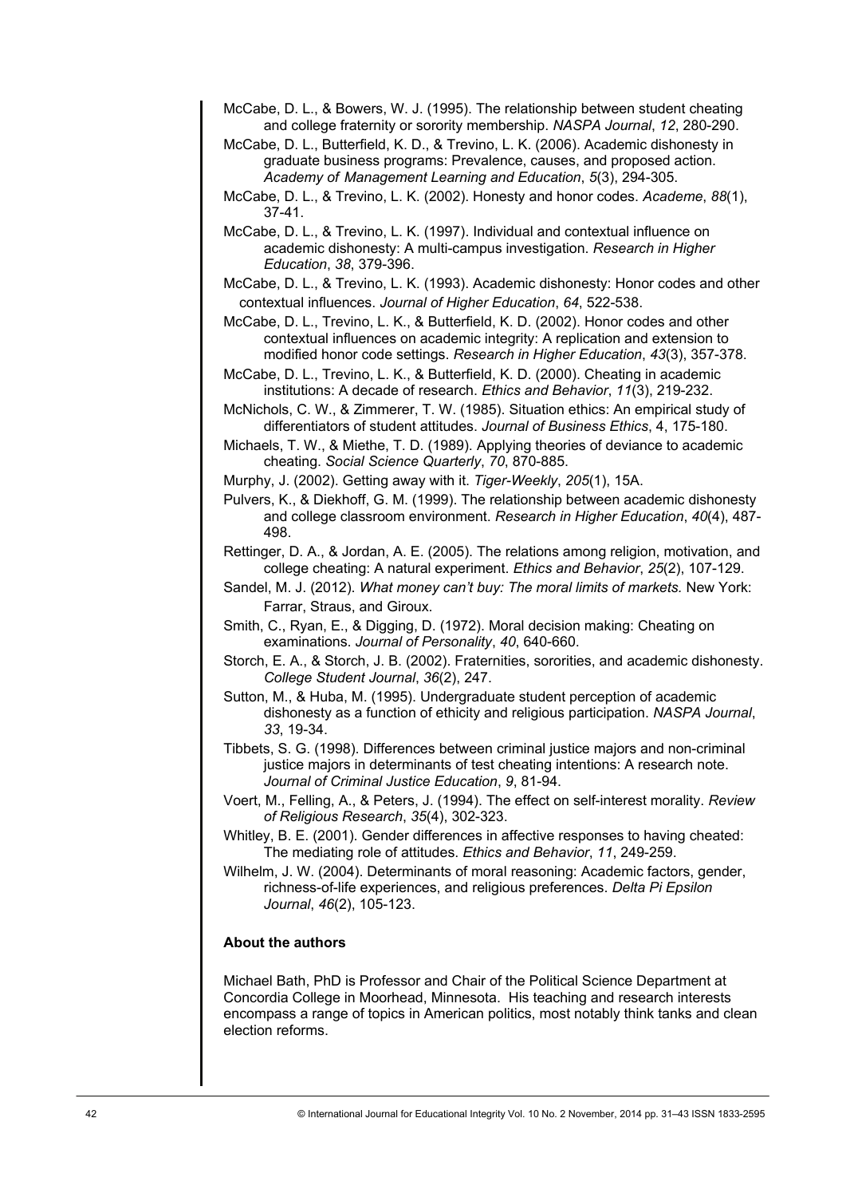McCabe, D. L., & Bowers, W. J. (1995). The relationship between student cheating and college fraternity or sorority membership. *NASPA Journal*, *12*, 280-290.

McCabe, D. L., Butterfield, K. D., & Trevino, L. K. (2006). Academic dishonesty in graduate business programs: Prevalence, causes, and proposed action. *Academy of Management Learning and Education*, *5*(3), 294-305.

McCabe, D. L., & Trevino, L. K. (2002). Honesty and honor codes. *Academe*, *88*(1), 37-41.

McCabe, D. L., & Trevino, L. K. (1997). Individual and contextual influence on academic dishonesty: A multi-campus investigation. *Research in Higher Education*, *38*, 379-396.

McCabe, D. L., & Trevino, L. K. (1993). Academic dishonesty: Honor codes and other contextual influences. *Journal of Higher Education*, *64*, 522-538.

McCabe, D. L., Trevino, L. K., & Butterfield, K. D. (2002). Honor codes and other contextual influences on academic integrity: A replication and extension to modified honor code settings. *Research in Higher Education*, *43*(3), 357-378.

McCabe, D. L., Trevino, L. K., & Butterfield, K. D. (2000). Cheating in academic institutions: A decade of research. *Ethics and Behavior*, *11*(3), 219-232.

McNichols, C. W., & Zimmerer, T. W. (1985). Situation ethics: An empirical study of differentiators of student attitudes. *Journal of Business Ethics*, 4, 175-180.

Michaels, T. W., & Miethe, T. D. (1989). Applying theories of deviance to academic cheating. *Social Science Quarterly*, *70*, 870-885.

Murphy, J. (2002). Getting away with it. *Tiger-Weekly*, *205*(1), 15A.

Pulvers, K., & Diekhoff, G. M. (1999). The relationship between academic dishonesty and college classroom environment. *Research in Higher Education*, *40*(4), 487-498.

Rettinger, D. A., & Jordan, A. E. (2005). The relations among religion, motivation, and college cheating: A natural experiment. *Ethics and Behavior*, *25*(2), 107-129.

Sandel, M. J. (2012). *What money can't buy: The moral limits of markets.* New York: Farrar, Straus, and Giroux.

Smith, C., Ryan, E., & Digging, D. (1972). Moral decision making: Cheating on examinations. *Journal of Personality*, *40*, 640-660.

Storch, E. A., & Storch, J. B. (2002). Fraternities, sororities, and academic dishonesty. *College Student Journal*, *36*(2), 247.

Sutton, M., & Huba, M. (1995). Undergraduate student perception of academic dishonesty as a function of ethicity and religious participation. *NASPA Journal*, *33*, 19-34.

Tibbets, S. G. (1998). Differences between criminal justice majors and non-criminal justice majors in determinants of test cheating intentions: A research note. *Journal of Criminal Justice Education*, *9*, 81-94.

Voert, M., Felling, A., & Peters, J. (1994). The effect on self-interest morality. *Review of Religious Research*, *35*(4), 302-323.

Whitley, B. E. (2001). Gender differences in affective responses to having cheated: The mediating role of attitudes. *Ethics and Behavior*, *11*, 249-259.

Wilhelm, J. W. (2004). Determinants of moral reasoning: Academic factors, gender, richness-of-life experiences, and religious preferences. *Delta Pi Epsilon Journal*, *46*(2), 105-123.

**About the authors**

Michael Bath, PhD is Professor and Chair of the Political Science Department at Concordia College in Moorhead, Minnesota. His teaching and research interests encompass a range of topics in American politics, most notably think tanks and clean election reforms.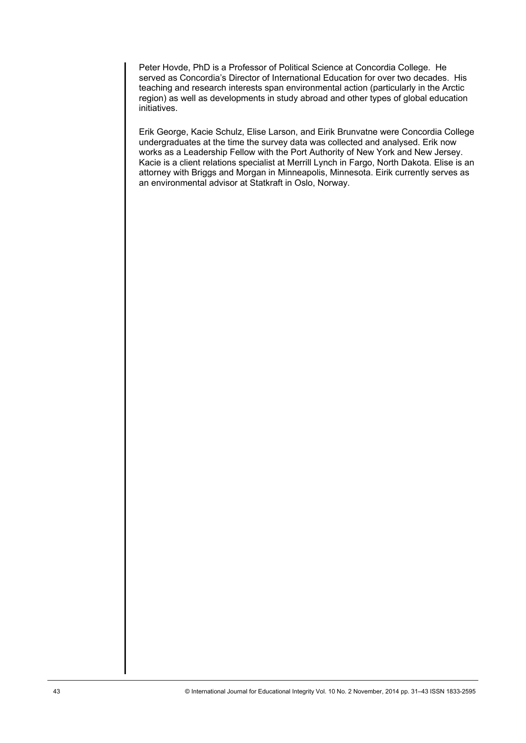Peter Hovde, PhD is a Professor of Political Science at Concordia College. He served as Concordia's Director of International Education for over two decades. His teaching and research interests span environmental action (particularly in the Arctic region) as well as developments in study abroad and other types of global education initiatives.

Erik George, Kacie Schulz, Elise Larson, and Eirik Brunvatne were Concordia College undergraduates at the time the survey data was collected and analysed. Erik now works as a Leadership Fellow with the Port Authority of New York and New Jersey. Kacie is a client relations specialist at Merrill Lynch in Fargo, North Dakota. Elise is an attorney with Briggs and Morgan in Minneapolis, Minnesota. Eirik currently serves as an environmental advisor at Statkraft in Oslo, Norway.